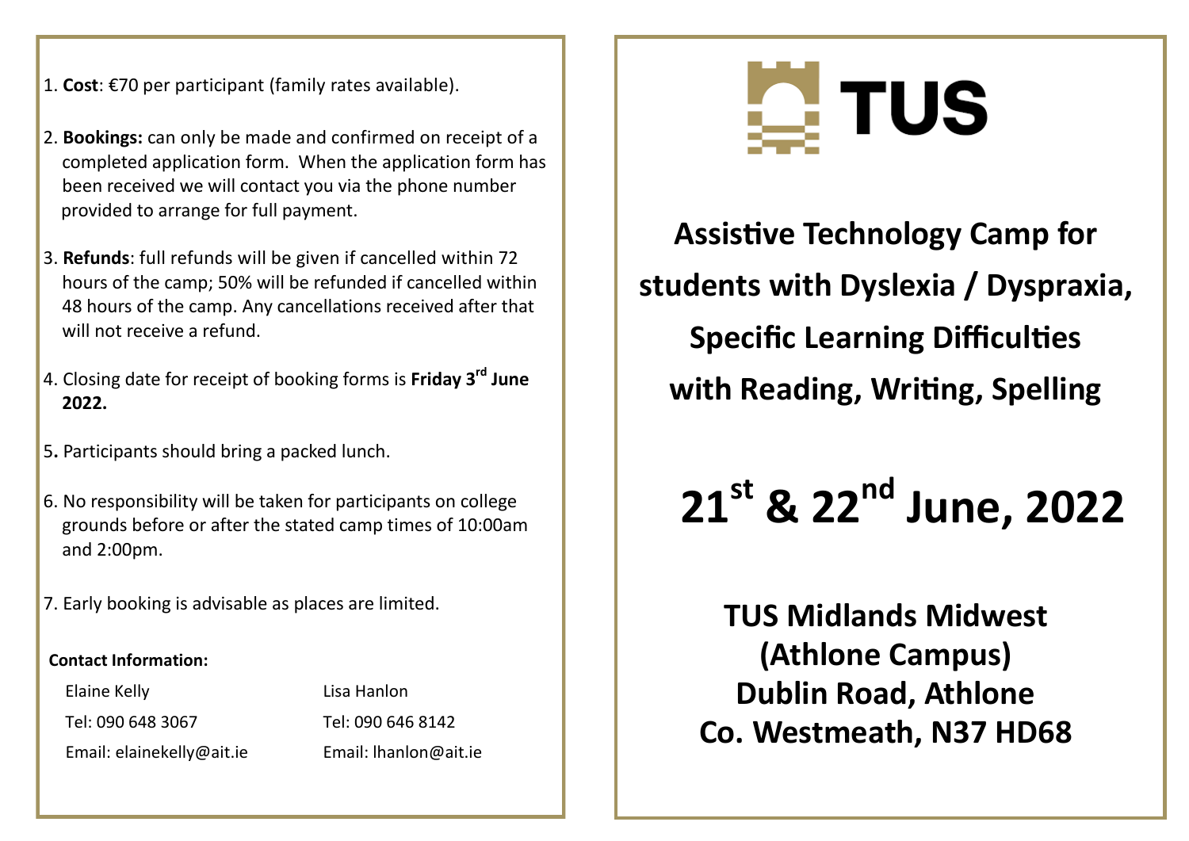1. **Cost**: €70 per participant (family rates available).

2. **Bookings:** can only be made and confirmed on receipt of a completed application form. When the application form has been received we will contact you via the phone number provided to arrange for full payment.

3. **Refunds**: full refunds will be given if cancelled within 72 hours of the camp; 50% will be refunded if cancelled within 48 hours of the camp. Any cancellations received after that will not receive a refund.

4. Closing date for receipt of booking forms is **Friday 3rd June 2022.**

5. Participants should bring a packed lunch.

6. No responsibility will be taken for participants on college grounds before or after the stated camp times of 10:00am and 2:00pm.

7. Early booking is advisable as places are limited.

**Contact Information:**

Elaine Kelly
Tel: 090 648 3067
Email: elainekelly@ait.ie

Lisa Hanlon
Tel: 090 646 8142
Email: lhanlon@ait.ie

TUS

# Assistive Technology Camp for students with Dyslexia / Dyspraxia, Specific Learning Difficulties with Reading, Writing, Spelling

# 21st & 22nd June, 2022

## TUS Midlands Midwest (Athlone Campus) Dublin Road, Athlone Co. Westmeath, N37 HD68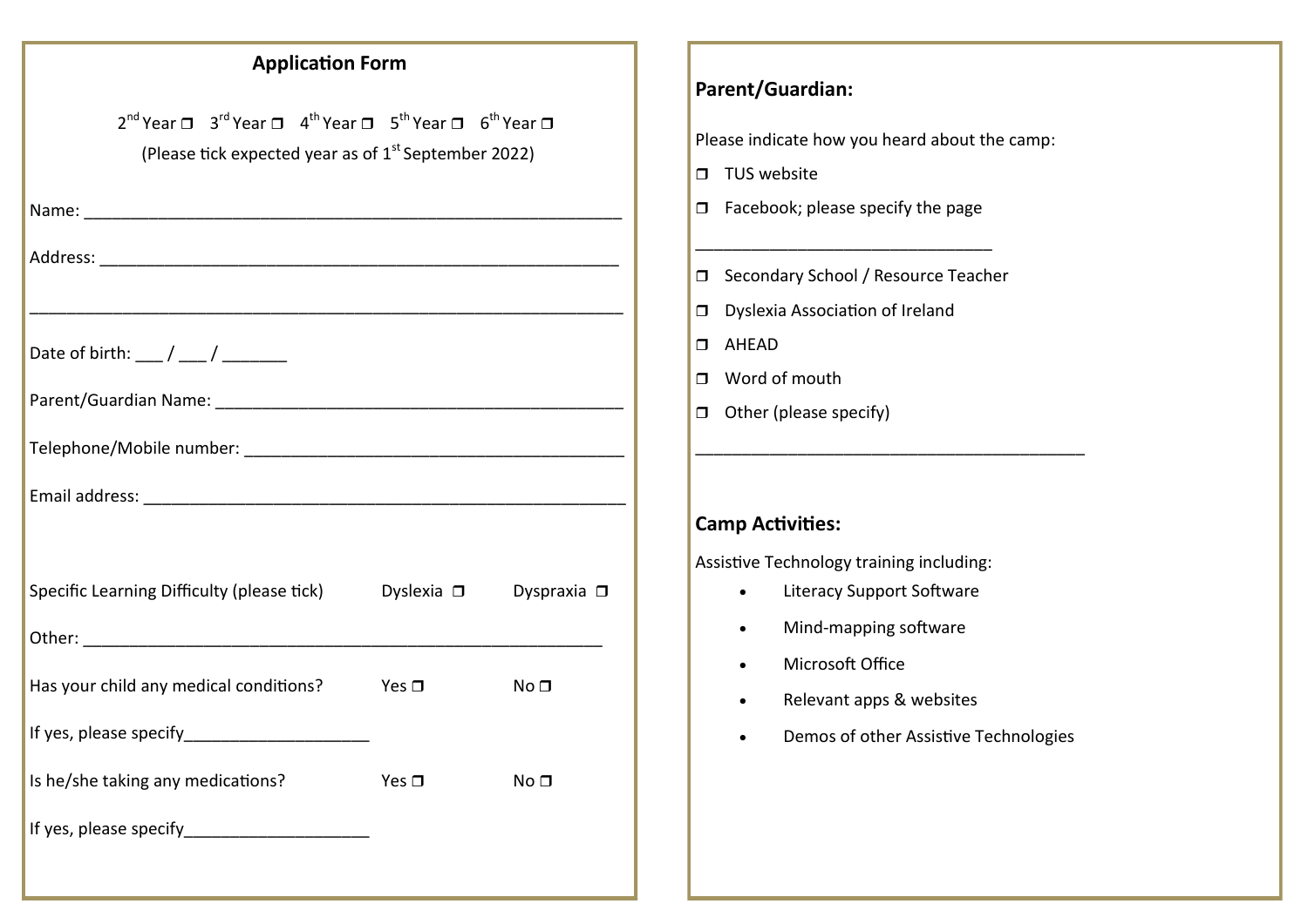## Application Form

2nd Year ☐ 3rd Year ☐ 4th Year ☐ 5th Year ☐ 6th Year ☐

(Please tick expected year as of 1st September 2022)

Name: ____________________________________________________________

Address: __________________________________________________________

__________________________________________________________________

Date of birth: ___ / ___ / _______

Parent/Guardian Name: _____________________________________________

Telephone/Mobile number: __________________________________________

Email address: _____________________________________________________

Specific Learning Difficulty (please tick) Dyslexia ☐ Dyspraxia ☐

Other: ____________________________________________________________

Has your child any medical conditions? Yes ☐ No ☐

If yes, please specify____________________

Is he/she taking any medications? Yes ☐ No ☐

If yes, please specify____________________

### Parent/Guardian:

Please indicate how you heard about the camp:

- ☐ TUS website
- ☐ Facebook; please specify the page

__________________________________

- ☐ Secondary School / Resource Teacher
- ☐ Dyslexia Association of Ireland
- ☐ AHEAD
- ☐ Word of mouth
- ☐ Other (please specify)

____________________________________________

### Camp Activities:

Assistive Technology training including:

- Literacy Support Software
- Mind-mapping software
- Microsoft Office
- Relevant apps & websites
- Demos of other Assistive Technologies